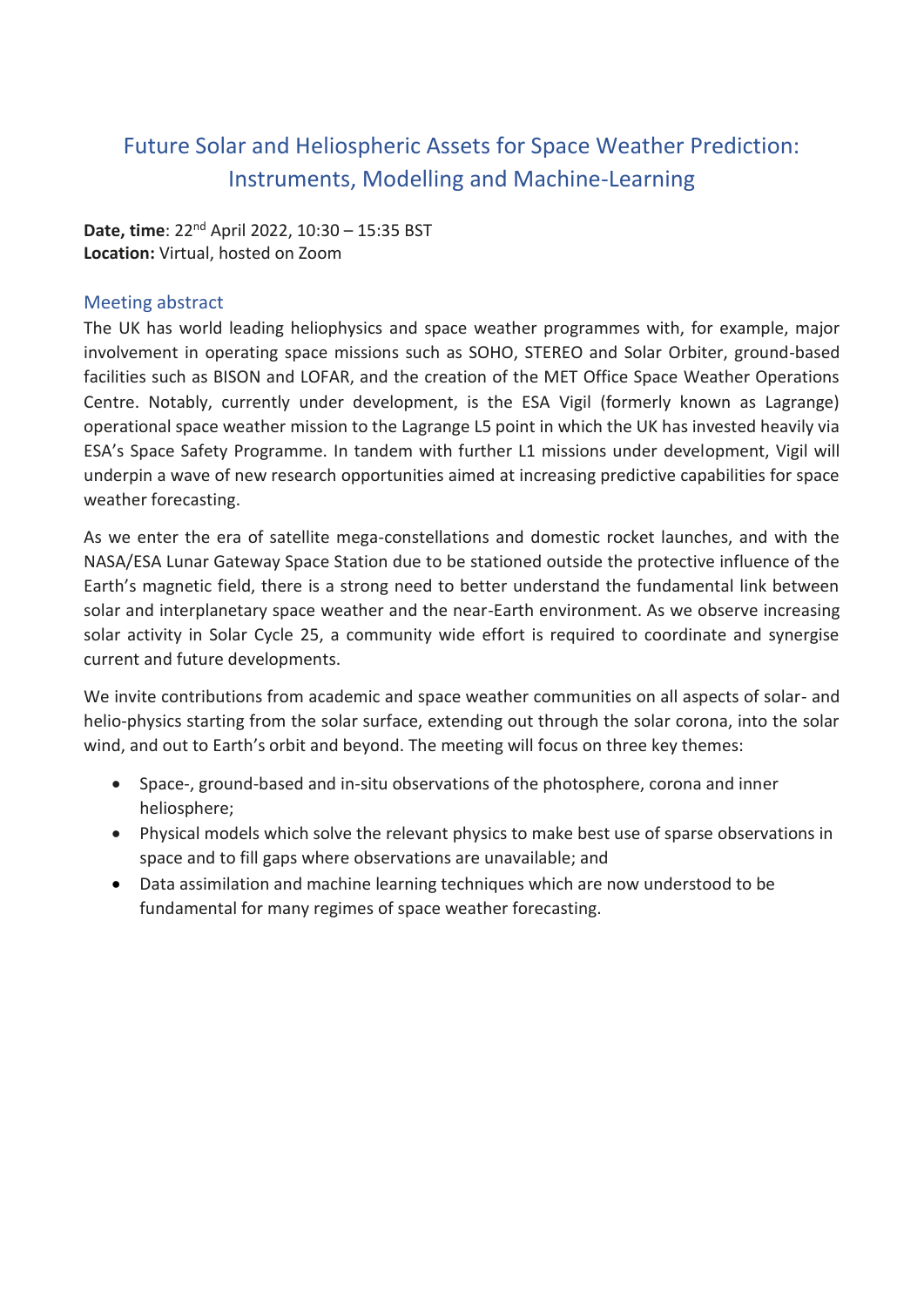# Future Solar and Heliospheric Assets for Space Weather Prediction: Instruments, Modelling and Machine-Learning

**Date, time**: 22nd April 2022, 10:30 – 15:35 BST
**Location:** Virtual, hosted on Zoom

## Meeting abstract

The UK has world leading heliophysics and space weather programmes with, for example, major involvement in operating space missions such as SOHO, STEREO and Solar Orbiter, ground-based facilities such as BISON and LOFAR, and the creation of the MET Office Space Weather Operations Centre. Notably, currently under development, is the ESA Vigil (formerly known as Lagrange) operational space weather mission to the Lagrange L5 point in which the UK has invested heavily via ESA's Space Safety Programme. In tandem with further L1 missions under development, Vigil will underpin a wave of new research opportunities aimed at increasing predictive capabilities for space weather forecasting.

As we enter the era of satellite mega-constellations and domestic rocket launches, and with the NASA/ESA Lunar Gateway Space Station due to be stationed outside the protective influence of the Earth's magnetic field, there is a strong need to better understand the fundamental link between solar and interplanetary space weather and the near-Earth environment. As we observe increasing solar activity in Solar Cycle 25, a community wide effort is required to coordinate and synergise current and future developments.

We invite contributions from academic and space weather communities on all aspects of solar- and helio-physics starting from the solar surface, extending out through the solar corona, into the solar wind, and out to Earth's orbit and beyond. The meeting will focus on three key themes:

- Space-, ground-based and in-situ observations of the photosphere, corona and inner heliosphere;
- Physical models which solve the relevant physics to make best use of sparse observations in space and to fill gaps where observations are unavailable; and
- Data assimilation and machine learning techniques which are now understood to be fundamental for many regimes of space weather forecasting.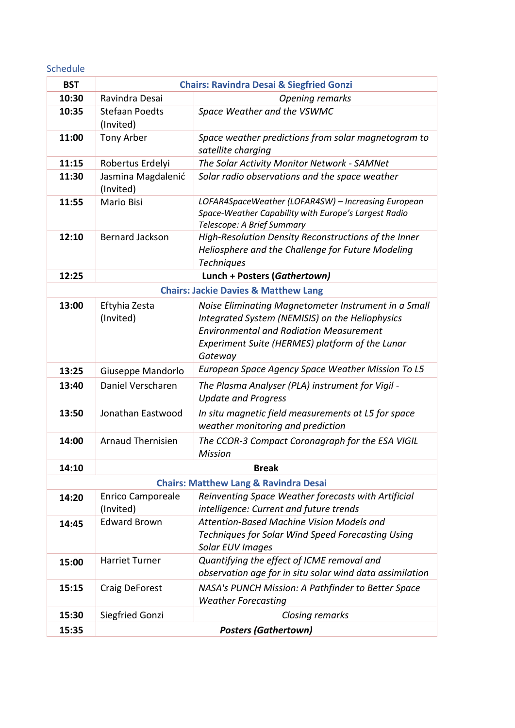## Schedule

| BST | Chairs: Ravindra Desai & Siegfried Gonzi | |
|---|---|---|
| **10:30** | Ravindra Desai | *Opening remarks* |
| **10:35** | Stefaan Poedts (Invited) | *Space Weather and the VSWMC* |
| **11:00** | Tony Arber | *Space weather predictions from solar magnetogram to satellite charging* |
| **11:15** | Robertus Erdelyi | *The Solar Activity Monitor Network - SAMNet* |
| **11:30** | Jasmina Magdalenić (Invited) | *Solar radio observations and the space weather* |
| **11:55** | Mario Bisi | *LOFAR4SpaceWeather (LOFAR4SW) – Increasing European Space-Weather Capability with Europe's Largest Radio Telescope: A Brief Summary* |
| **12:10** | Bernard Jackson | *High-Resolution Density Reconstructions of the Inner Heliosphere and the Challenge for Future Modeling Techniques* |
| **12:25** | **Lunch + Posters (*Gathertown*)** | |
| | **Chairs: Jackie Davies & Matthew Lang** | |
| **13:00** | Eftyhia Zesta (Invited) | *Noise Eliminating Magnetometer Instrument in a Small Integrated System (NEMISIS) on the Heliophysics Environmental and Radiation Measurement Experiment Suite (HERMES) platform of the Lunar Gateway* |
| **13:25** | Giuseppe Mandorlo | *European Space Agency Space Weather Mission To L5* |
| **13:40** | Daniel Verscharen | *The Plasma Analyser (PLA) instrument for Vigil - Update and Progress* |
| **13:50** | Jonathan Eastwood | *In situ magnetic field measurements at L5 for space weather monitoring and prediction* |
| **14:00** | Arnaud Thernisien | *The CCOR-3 Compact Coronagraph for the ESA VIGIL Mission* |
| **14:10** | **Break** | |
| | **Chairs: Matthew Lang & Ravindra Desai** | |
| **14:20** | Enrico Camporeale (Invited) | *Reinventing Space Weather forecasts with Artificial intelligence: Current and future trends* |
| **14:45** | Edward Brown | *Attention-Based Machine Vision Models and Techniques for Solar Wind Speed Forecasting Using Solar EUV Images* |
| **15:00** | Harriet Turner | *Quantifying the effect of ICME removal and observation age for in situ solar wind data assimilation* |
| **15:15** | Craig DeForest | *NASA's PUNCH Mission: A Pathfinder to Better Space Weather Forecasting* |
| **15:30** | Siegfried Gonzi | *Closing remarks* |
| **15:35** | ***Posters (Gathertown)*** | |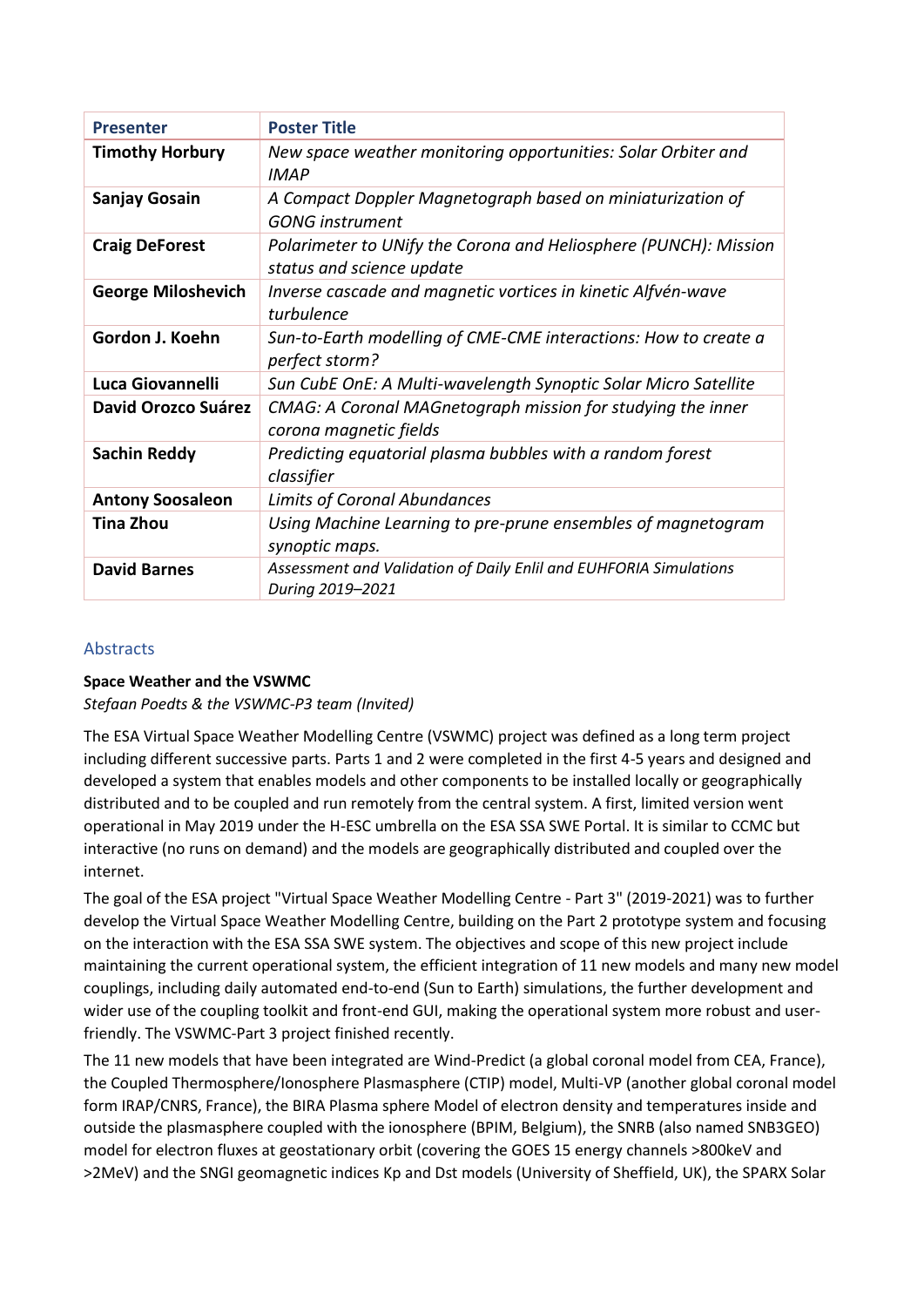| Presenter | Poster Title |
|---|---|
| **Timothy Horbury** | *New space weather monitoring opportunities: Solar Orbiter and IMAP* |
| **Sanjay Gosain** | *A Compact Doppler Magnetograph based on miniaturization of GONG instrument* |
| **Craig DeForest** | *Polarimeter to UNify the Corona and Heliosphere (PUNCH): Mission status and science update* |
| **George Miloshevich** | *Inverse cascade and magnetic vortices in kinetic Alfvén-wave turbulence* |
| **Gordon J. Koehn** | *Sun-to-Earth modelling of CME-CME interactions: How to create a perfect storm?* |
| **Luca Giovannelli** | *Sun CubE OnE: A Multi-wavelength Synoptic Solar Micro Satellite* |
| **David Orozco Suárez** | *CMAG: A Coronal MAGnetograph mission for studying the inner corona magnetic fields* |
| **Sachin Reddy** | *Predicting equatorial plasma bubbles with a random forest classifier* |
| **Antony Soosaleon** | *Limits of Coronal Abundances* |
| **Tina Zhou** | *Using Machine Learning to pre-prune ensembles of magnetogram synoptic maps.* |
| **David Barnes** | *Assessment and Validation of Daily Enlil and EUHFORIA Simulations During 2019–2021* |

## Abstracts

**Space Weather and the VSWMC**

*Stefaan Poedts & the VSWMC-P3 team (Invited)*

The ESA Virtual Space Weather Modelling Centre (VSWMC) project was defined as a long term project including different successive parts. Parts 1 and 2 were completed in the first 4-5 years and designed and developed a system that enables models and other components to be installed locally or geographically distributed and to be coupled and run remotely from the central system. A first, limited version went operational in May 2019 under the H-ESC umbrella on the ESA SSA SWE Portal. It is similar to CCMC but interactive (no runs on demand) and the models are geographically distributed and coupled over the internet.

The goal of the ESA project "Virtual Space Weather Modelling Centre - Part 3" (2019-2021) was to further develop the Virtual Space Weather Modelling Centre, building on the Part 2 prototype system and focusing on the interaction with the ESA SSA SWE system. The objectives and scope of this new project include maintaining the current operational system, the efficient integration of 11 new models and many new model couplings, including daily automated end-to-end (Sun to Earth) simulations, the further development and wider use of the coupling toolkit and front-end GUI, making the operational system more robust and user-friendly. The VSWMC-Part 3 project finished recently.

The 11 new models that have been integrated are Wind-Predict (a global coronal model from CEA, France), the Coupled Thermosphere/Ionosphere Plasmasphere (CTIP) model, Multi-VP (another global coronal model form IRAP/CNRS, France), the BIRA Plasma sphere Model of electron density and temperatures inside and outside the plasmasphere coupled with the ionosphere (BPIM, Belgium), the SNRB (also named SNB3GEO) model for electron fluxes at geostationary orbit (covering the GOES 15 energy channels >800keV and >2MeV) and the SNGI geomagnetic indices Kp and Dst models (University of Sheffield, UK), the SPARX Solar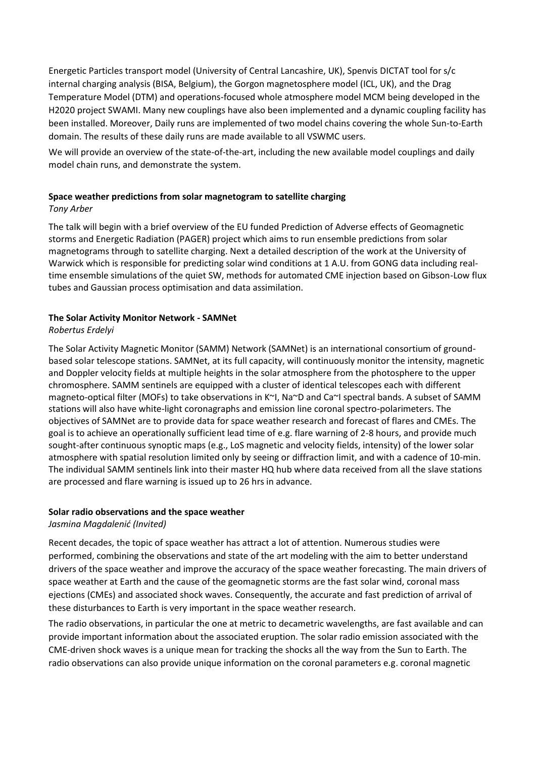Energetic Particles transport model (University of Central Lancashire, UK), Spenvis DICTAT tool for s/c internal charging analysis (BISA, Belgium), the Gorgon magnetosphere model (ICL, UK), and the Drag Temperature Model (DTM) and operations-focused whole atmosphere model MCM being developed in the H2020 project SWAMI. Many new couplings have also been implemented and a dynamic coupling facility has been installed. Moreover, Daily runs are implemented of two model chains covering the whole Sun-to-Earth domain. The results of these daily runs are made available to all VSWMC users.

We will provide an overview of the state-of-the-art, including the new available model couplings and daily model chain runs, and demonstrate the system.

**Space weather predictions from solar magnetogram to satellite charging**

*Tony Arber*

The talk will begin with a brief overview of the EU funded Prediction of Adverse effects of Geomagnetic storms and Energetic Radiation (PAGER) project which aims to run ensemble predictions from solar magnetograms through to satellite charging. Next a detailed description of the work at the University of Warwick which is responsible for predicting solar wind conditions at 1 A.U. from GONG data including real-time ensemble simulations of the quiet SW, methods for automated CME injection based on Gibson-Low flux tubes and Gaussian process optimisation and data assimilation.

**The Solar Activity Monitor Network - SAMNet**

*Robertus Erdelyi*

The Solar Activity Magnetic Monitor (SAMM) Network (SAMNet) is an international consortium of ground-based solar telescope stations. SAMNet, at its full capacity, will continuously monitor the intensity, magnetic and Doppler velocity fields at multiple heights in the solar atmosphere from the photosphere to the upper chromosphere. SAMM sentinels are equipped with a cluster of identical telescopes each with different magneto-optical filter (MOFs) to take observations in K~I, Na~D and Ca~I spectral bands. A subset of SAMM stations will also have white-light coronagraphs and emission line coronal spectro-polarimeters. The objectives of SAMNet are to provide data for space weather research and forecast of flares and CMEs. The goal is to achieve an operationally sufficient lead time of e.g. flare warning of 2-8 hours, and provide much sought-after continuous synoptic maps (e.g., LoS magnetic and velocity fields, intensity) of the lower solar atmosphere with spatial resolution limited only by seeing or diffraction limit, and with a cadence of 10-min. The individual SAMM sentinels link into their master HQ hub where data received from all the slave stations are processed and flare warning is issued up to 26 hrs in advance.

**Solar radio observations and the space weather**

*Jasmina Magdalenić (Invited)*

Recent decades, the topic of space weather has attract a lot of attention. Numerous studies were performed, combining the observations and state of the art modeling with the aim to better understand drivers of the space weather and improve the accuracy of the space weather forecasting. The main drivers of space weather at Earth and the cause of the geomagnetic storms are the fast solar wind, coronal mass ejections (CMEs) and associated shock waves. Consequently, the accurate and fast prediction of arrival of these disturbances to Earth is very important in the space weather research.

The radio observations, in particular the one at metric to decametric wavelengths, are fast available and can provide important information about the associated eruption. The solar radio emission associated with the CME-driven shock waves is a unique mean for tracking the shocks all the way from the Sun to Earth. The radio observations can also provide unique information on the coronal parameters e.g. coronal magnetic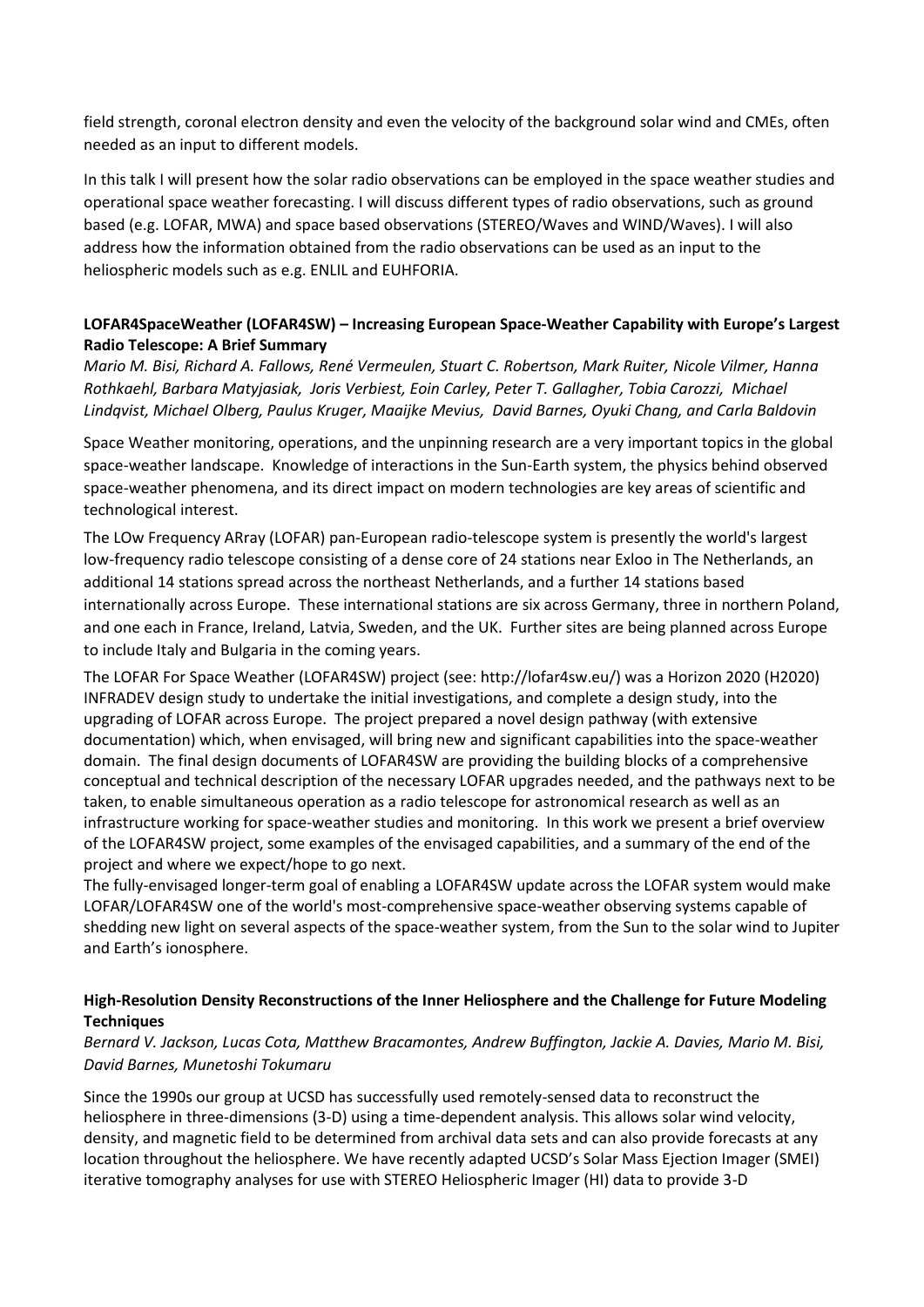field strength, coronal electron density and even the velocity of the background solar wind and CMEs, often needed as an input to different models.

In this talk I will present how the solar radio observations can be employed in the space weather studies and operational space weather forecasting. I will discuss different types of radio observations, such as ground based (e.g. LOFAR, MWA) and space based observations (STEREO/Waves and WIND/Waves). I will also address how the information obtained from the radio observations can be used as an input to the heliospheric models such as e.g. ENLIL and EUHFORIA.

**LOFAR4SpaceWeather (LOFAR4SW) – Increasing European Space-Weather Capability with Europe's Largest Radio Telescope: A Brief Summary**

*Mario M. Bisi, Richard A. Fallows, René Vermeulen, Stuart C. Robertson, Mark Ruiter, Nicole Vilmer, Hanna Rothkaehl, Barbara Matyjasiak, Joris Verbiest, Eoin Carley, Peter T. Gallagher, Tobia Carozzi, Michael Lindqvist, Michael Olberg, Paulus Kruger, Maaijke Mevius, David Barnes, Oyuki Chang, and Carla Baldovin*

Space Weather monitoring, operations, and the unpinning research are a very important topics in the global space-weather landscape. Knowledge of interactions in the Sun-Earth system, the physics behind observed space-weather phenomena, and its direct impact on modern technologies are key areas of scientific and technological interest.

The LOw Frequency ARray (LOFAR) pan-European radio-telescope system is presently the world's largest low-frequency radio telescope consisting of a dense core of 24 stations near Exloo in The Netherlands, an additional 14 stations spread across the northeast Netherlands, and a further 14 stations based internationally across Europe. These international stations are six across Germany, three in northern Poland, and one each in France, Ireland, Latvia, Sweden, and the UK. Further sites are being planned across Europe to include Italy and Bulgaria in the coming years.

The LOFAR For Space Weather (LOFAR4SW) project (see: http://lofar4sw.eu/) was a Horizon 2020 (H2020) INFRADEV design study to undertake the initial investigations, and complete a design study, into the upgrading of LOFAR across Europe. The project prepared a novel design pathway (with extensive documentation) which, when envisaged, will bring new and significant capabilities into the space-weather domain. The final design documents of LOFAR4SW are providing the building blocks of a comprehensive conceptual and technical description of the necessary LOFAR upgrades needed, and the pathways next to be taken, to enable simultaneous operation as a radio telescope for astronomical research as well as an infrastructure working for space-weather studies and monitoring. In this work we present a brief overview of the LOFAR4SW project, some examples of the envisaged capabilities, and a summary of the end of the project and where we expect/hope to go next.

The fully-envisaged longer-term goal of enabling a LOFAR4SW update across the LOFAR system would make LOFAR/LOFAR4SW one of the world's most-comprehensive space-weather observing systems capable of shedding new light on several aspects of the space-weather system, from the Sun to the solar wind to Jupiter and Earth's ionosphere.

**High-Resolution Density Reconstructions of the Inner Heliosphere and the Challenge for Future Modeling Techniques**

*Bernard V. Jackson, Lucas Cota, Matthew Bracamontes, Andrew Buffington, Jackie A. Davies, Mario M. Bisi, David Barnes, Munetoshi Tokumaru*

Since the 1990s our group at UCSD has successfully used remotely-sensed data to reconstruct the heliosphere in three-dimensions (3-D) using a time-dependent analysis. This allows solar wind velocity, density, and magnetic field to be determined from archival data sets and can also provide forecasts at any location throughout the heliosphere. We have recently adapted UCSD's Solar Mass Ejection Imager (SMEI) iterative tomography analyses for use with STEREO Heliospheric Imager (HI) data to provide 3-D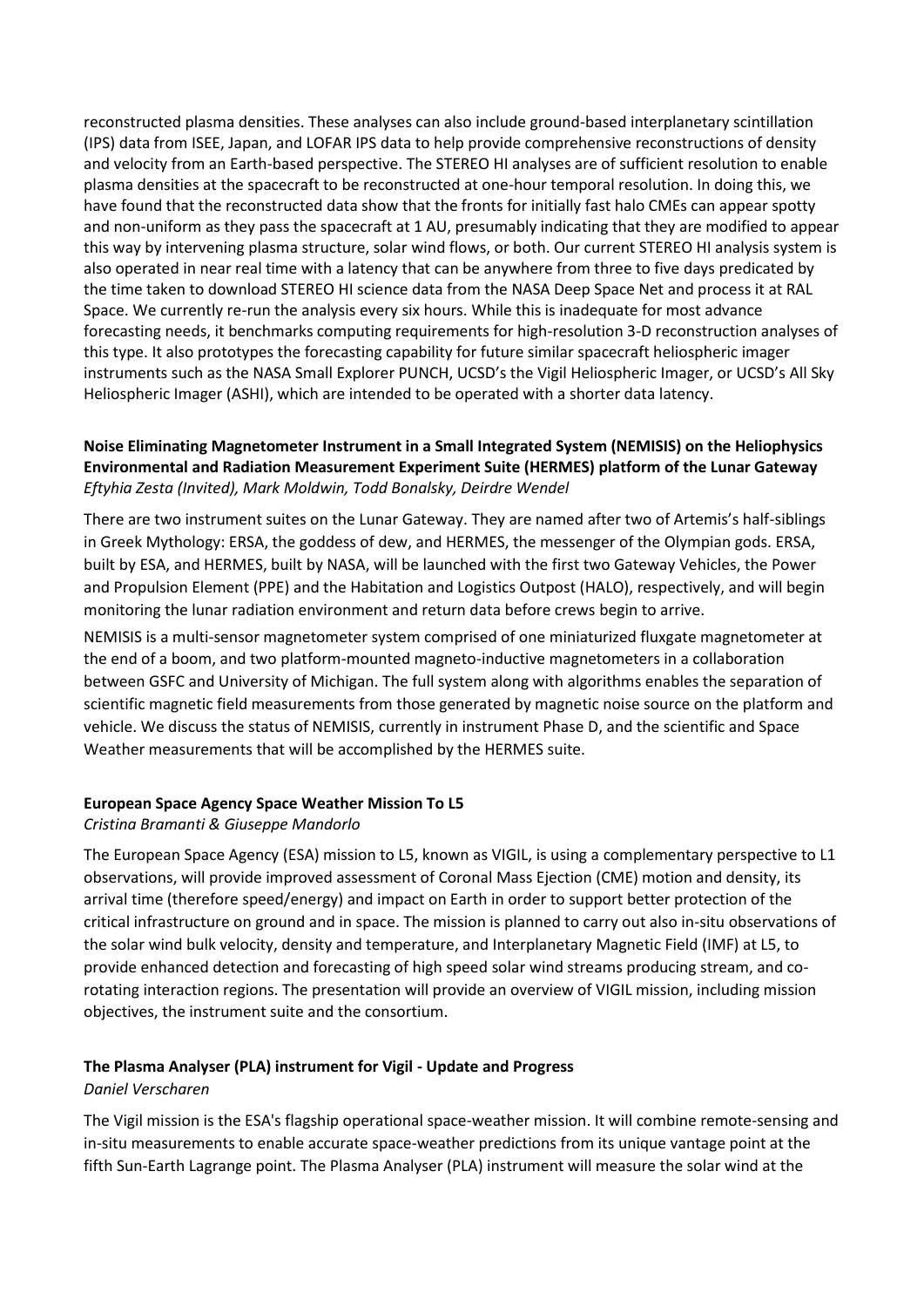reconstructed plasma densities. These analyses can also include ground-based interplanetary scintillation (IPS) data from ISEE, Japan, and LOFAR IPS data to help provide comprehensive reconstructions of density and velocity from an Earth-based perspective. The STEREO HI analyses are of sufficient resolution to enable plasma densities at the spacecraft to be reconstructed at one-hour temporal resolution. In doing this, we have found that the reconstructed data show that the fronts for initially fast halo CMEs can appear spotty and non-uniform as they pass the spacecraft at 1 AU, presumably indicating that they are modified to appear this way by intervening plasma structure, solar wind flows, or both. Our current STEREO HI analysis system is also operated in near real time with a latency that can be anywhere from three to five days predicated by the time taken to download STEREO HI science data from the NASA Deep Space Net and process it at RAL Space. We currently re-run the analysis every six hours. While this is inadequate for most advance forecasting needs, it benchmarks computing requirements for high-resolution 3-D reconstruction analyses of this type. It also prototypes the forecasting capability for future similar spacecraft heliospheric imager instruments such as the NASA Small Explorer PUNCH, UCSD's the Vigil Heliospheric Imager, or UCSD's All Sky Heliospheric Imager (ASHI), which are intended to be operated with a shorter data latency.

**Noise Eliminating Magnetometer Instrument in a Small Integrated System (NEMISIS) on the Heliophysics Environmental and Radiation Measurement Experiment Suite (HERMES) platform of the Lunar Gateway**
*Eftyhia Zesta (Invited), Mark Moldwin, Todd Bonalsky, Deirdre Wendel*

There are two instrument suites on the Lunar Gateway. They are named after two of Artemis's half-siblings in Greek Mythology: ERSA, the goddess of dew, and HERMES, the messenger of the Olympian gods. ERSA, built by ESA, and HERMES, built by NASA, will be launched with the first two Gateway Vehicles, the Power and Propulsion Element (PPE) and the Habitation and Logistics Outpost (HALO), respectively, and will begin monitoring the lunar radiation environment and return data before crews begin to arrive.

NEMISIS is a multi-sensor magnetometer system comprised of one miniaturized fluxgate magnetometer at the end of a boom, and two platform-mounted magneto-inductive magnetometers in a collaboration between GSFC and University of Michigan. The full system along with algorithms enables the separation of scientific magnetic field measurements from those generated by magnetic noise source on the platform and vehicle. We discuss the status of NEMISIS, currently in instrument Phase D, and the scientific and Space Weather measurements that will be accomplished by the HERMES suite.

**European Space Agency Space Weather Mission To L5**
*Cristina Bramanti & Giuseppe Mandorlo*

The European Space Agency (ESA) mission to L5, known as VIGIL, is using a complementary perspective to L1 observations, will provide improved assessment of Coronal Mass Ejection (CME) motion and density, its arrival time (therefore speed/energy) and impact on Earth in order to support better protection of the critical infrastructure on ground and in space. The mission is planned to carry out also in-situ observations of the solar wind bulk velocity, density and temperature, and Interplanetary Magnetic Field (IMF) at L5, to provide enhanced detection and forecasting of high speed solar wind streams producing stream, and co-rotating interaction regions. The presentation will provide an overview of VIGIL mission, including mission objectives, the instrument suite and the consortium.

**The Plasma Analyser (PLA) instrument for Vigil - Update and Progress**
*Daniel Verscharen*

The Vigil mission is the ESA's flagship operational space-weather mission. It will combine remote-sensing and in-situ measurements to enable accurate space-weather predictions from its unique vantage point at the fifth Sun-Earth Lagrange point. The Plasma Analyser (PLA) instrument will measure the solar wind at the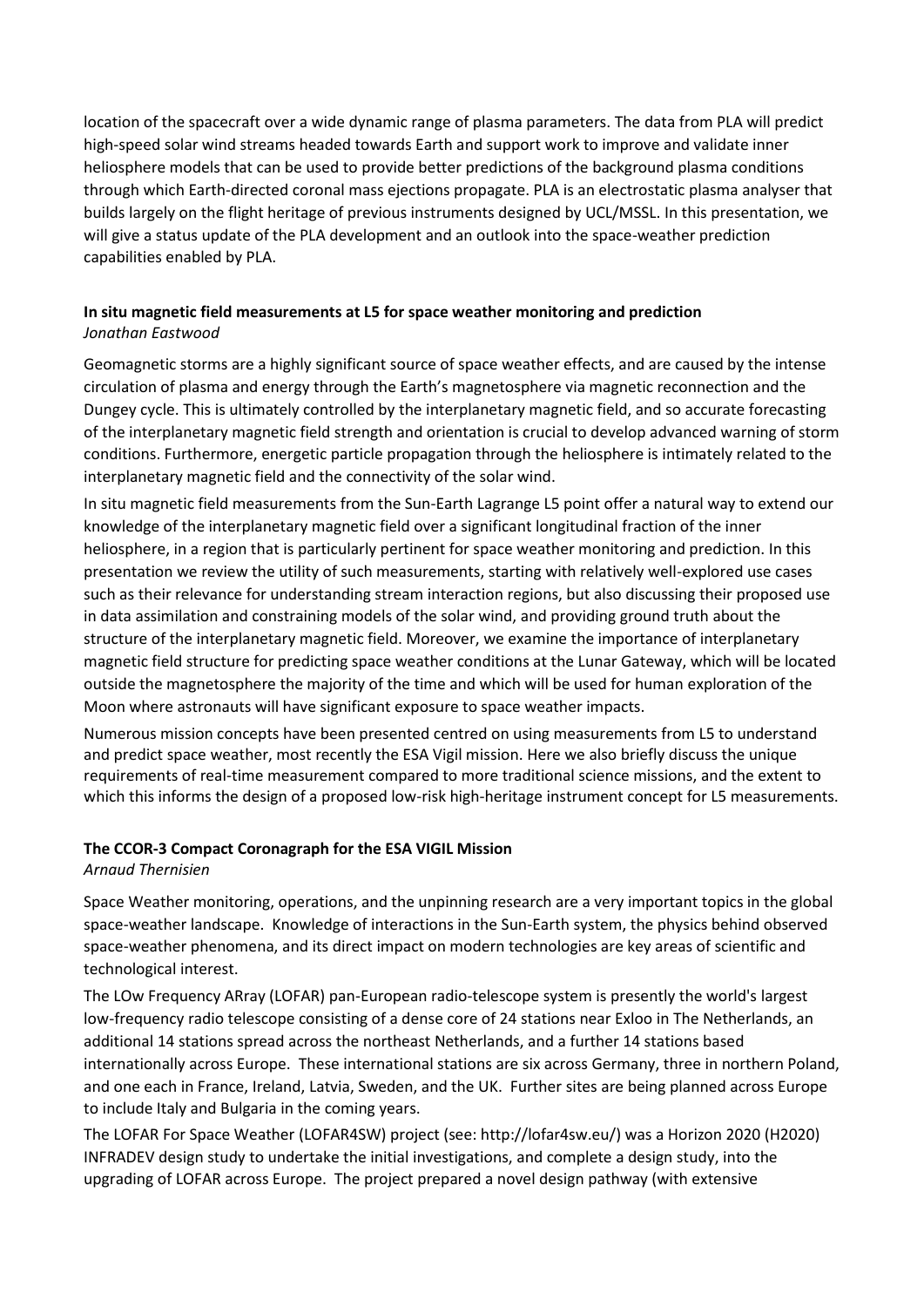location of the spacecraft over a wide dynamic range of plasma parameters. The data from PLA will predict high-speed solar wind streams headed towards Earth and support work to improve and validate inner heliosphere models that can be used to provide better predictions of the background plasma conditions through which Earth-directed coronal mass ejections propagate. PLA is an electrostatic plasma analyser that builds largely on the flight heritage of previous instruments designed by UCL/MSSL. In this presentation, we will give a status update of the PLA development and an outlook into the space-weather prediction capabilities enabled by PLA.

### In situ magnetic field measurements at L5 for space weather monitoring and prediction

*Jonathan Eastwood*

Geomagnetic storms are a highly significant source of space weather effects, and are caused by the intense circulation of plasma and energy through the Earth's magnetosphere via magnetic reconnection and the Dungey cycle. This is ultimately controlled by the interplanetary magnetic field, and so accurate forecasting of the interplanetary magnetic field strength and orientation is crucial to develop advanced warning of storm conditions. Furthermore, energetic particle propagation through the heliosphere is intimately related to the interplanetary magnetic field and the connectivity of the solar wind.

In situ magnetic field measurements from the Sun-Earth Lagrange L5 point offer a natural way to extend our knowledge of the interplanetary magnetic field over a significant longitudinal fraction of the inner heliosphere, in a region that is particularly pertinent for space weather monitoring and prediction. In this presentation we review the utility of such measurements, starting with relatively well-explored use cases such as their relevance for understanding stream interaction regions, but also discussing their proposed use in data assimilation and constraining models of the solar wind, and providing ground truth about the structure of the interplanetary magnetic field. Moreover, we examine the importance of interplanetary magnetic field structure for predicting space weather conditions at the Lunar Gateway, which will be located outside the magnetosphere the majority of the time and which will be used for human exploration of the Moon where astronauts will have significant exposure to space weather impacts.

Numerous mission concepts have been presented centred on using measurements from L5 to understand and predict space weather, most recently the ESA Vigil mission. Here we also briefly discuss the unique requirements of real-time measurement compared to more traditional science missions, and the extent to which this informs the design of a proposed low-risk high-heritage instrument concept for L5 measurements.

### The CCOR-3 Compact Coronagraph for the ESA VIGIL Mission

*Arnaud Thernisien*

Space Weather monitoring, operations, and the unpinning research are a very important topics in the global space-weather landscape. Knowledge of interactions in the Sun-Earth system, the physics behind observed space-weather phenomena, and its direct impact on modern technologies are key areas of scientific and technological interest.

The LOw Frequency ARray (LOFAR) pan-European radio-telescope system is presently the world's largest low-frequency radio telescope consisting of a dense core of 24 stations near Exloo in The Netherlands, an additional 14 stations spread across the northeast Netherlands, and a further 14 stations based internationally across Europe. These international stations are six across Germany, three in northern Poland, and one each in France, Ireland, Latvia, Sweden, and the UK. Further sites are being planned across Europe to include Italy and Bulgaria in the coming years.

The LOFAR For Space Weather (LOFAR4SW) project (see: http://lofar4sw.eu/) was a Horizon 2020 (H2020) INFRADEV design study to undertake the initial investigations, and complete a design study, into the upgrading of LOFAR across Europe. The project prepared a novel design pathway (with extensive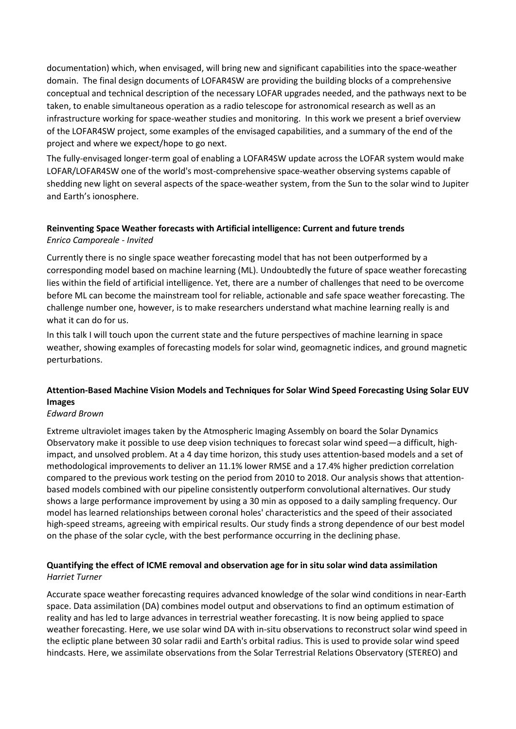documentation) which, when envisaged, will bring new and significant capabilities into the space-weather domain. The final design documents of LOFAR4SW are providing the building blocks of a comprehensive conceptual and technical description of the necessary LOFAR upgrades needed, and the pathways next to be taken, to enable simultaneous operation as a radio telescope for astronomical research as well as an infrastructure working for space-weather studies and monitoring. In this work we present a brief overview of the LOFAR4SW project, some examples of the envisaged capabilities, and a summary of the end of the project and where we expect/hope to go next.

The fully-envisaged longer-term goal of enabling a LOFAR4SW update across the LOFAR system would make LOFAR/LOFAR4SW one of the world's most-comprehensive space-weather observing systems capable of shedding new light on several aspects of the space-weather system, from the Sun to the solar wind to Jupiter and Earth's ionosphere.

**Reinventing Space Weather forecasts with Artificial intelligence: Current and future trends**
*Enrico Camporeale - Invited*

Currently there is no single space weather forecasting model that has not been outperformed by a corresponding model based on machine learning (ML). Undoubtedly the future of space weather forecasting lies within the field of artificial intelligence. Yet, there are a number of challenges that need to be overcome before ML can become the mainstream tool for reliable, actionable and safe space weather forecasting. The challenge number one, however, is to make researchers understand what machine learning really is and what it can do for us.

In this talk I will touch upon the current state and the future perspectives of machine learning in space weather, showing examples of forecasting models for solar wind, geomagnetic indices, and ground magnetic perturbations.

**Attention-Based Machine Vision Models and Techniques for Solar Wind Speed Forecasting Using Solar EUV Images**
*Edward Brown*

Extreme ultraviolet images taken by the Atmospheric Imaging Assembly on board the Solar Dynamics Observatory make it possible to use deep vision techniques to forecast solar wind speed—a difficult, high-impact, and unsolved problem. At a 4 day time horizon, this study uses attention-based models and a set of methodological improvements to deliver an 11.1% lower RMSE and a 17.4% higher prediction correlation compared to the previous work testing on the period from 2010 to 2018. Our analysis shows that attention-based models combined with our pipeline consistently outperform convolutional alternatives. Our study shows a large performance improvement by using a 30 min as opposed to a daily sampling frequency. Our model has learned relationships between coronal holes' characteristics and the speed of their associated high-speed streams, agreeing with empirical results. Our study finds a strong dependence of our best model on the phase of the solar cycle, with the best performance occurring in the declining phase.

**Quantifying the effect of ICME removal and observation age for in situ solar wind data assimilation**
*Harriet Turner*

Accurate space weather forecasting requires advanced knowledge of the solar wind conditions in near-Earth space. Data assimilation (DA) combines model output and observations to find an optimum estimation of reality and has led to large advances in terrestrial weather forecasting. It is now being applied to space weather forecasting. Here, we use solar wind DA with in-situ observations to reconstruct solar wind speed in the ecliptic plane between 30 solar radii and Earth's orbital radius. This is used to provide solar wind speed hindcasts. Here, we assimilate observations from the Solar Terrestrial Relations Observatory (STEREO) and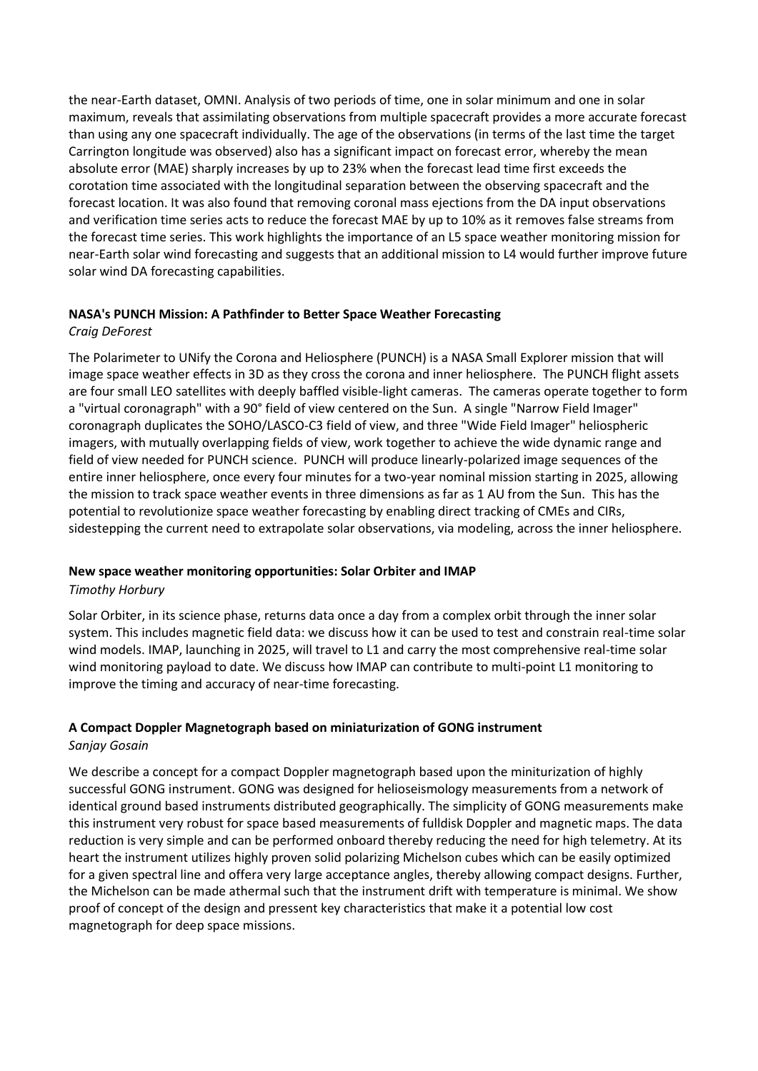the near-Earth dataset, OMNI. Analysis of two periods of time, one in solar minimum and one in solar maximum, reveals that assimilating observations from multiple spacecraft provides a more accurate forecast than using any one spacecraft individually. The age of the observations (in terms of the last time the target Carrington longitude was observed) also has a significant impact on forecast error, whereby the mean absolute error (MAE) sharply increases by up to 23% when the forecast lead time first exceeds the corotation time associated with the longitudinal separation between the observing spacecraft and the forecast location. It was also found that removing coronal mass ejections from the DA input observations and verification time series acts to reduce the forecast MAE by up to 10% as it removes false streams from the forecast time series. This work highlights the importance of an L5 space weather monitoring mission for near-Earth solar wind forecasting and suggests that an additional mission to L4 would further improve future solar wind DA forecasting capabilities.

### NASA's PUNCH Mission: A Pathfinder to Better Space Weather Forecasting

*Craig DeForest*

The Polarimeter to UNify the Corona and Heliosphere (PUNCH) is a NASA Small Explorer mission that will image space weather effects in 3D as they cross the corona and inner heliosphere. The PUNCH flight assets are four small LEO satellites with deeply baffled visible-light cameras. The cameras operate together to form a "virtual coronagraph" with a 90° field of view centered on the Sun. A single "Narrow Field Imager" coronagraph duplicates the SOHO/LASCO-C3 field of view, and three "Wide Field Imager" heliospheric imagers, with mutually overlapping fields of view, work together to achieve the wide dynamic range and field of view needed for PUNCH science. PUNCH will produce linearly-polarized image sequences of the entire inner heliosphere, once every four minutes for a two-year nominal mission starting in 2025, allowing the mission to track space weather events in three dimensions as far as 1 AU from the Sun. This has the potential to revolutionize space weather forecasting by enabling direct tracking of CMEs and CIRs, sidestepping the current need to extrapolate solar observations, via modeling, across the inner heliosphere.

### New space weather monitoring opportunities: Solar Orbiter and IMAP

*Timothy Horbury*

Solar Orbiter, in its science phase, returns data once a day from a complex orbit through the inner solar system. This includes magnetic field data: we discuss how it can be used to test and constrain real-time solar wind models. IMAP, launching in 2025, will travel to L1 and carry the most comprehensive real-time solar wind monitoring payload to date. We discuss how IMAP can contribute to multi-point L1 monitoring to improve the timing and accuracy of near-time forecasting.

### A Compact Doppler Magnetograph based on miniaturization of GONG instrument

*Sanjay Gosain*

We describe a concept for a compact Doppler magnetograph based upon the miniturization of highly successful GONG instrument. GONG was designed for helioseismology measurements from a network of identical ground based instruments distributed geographically. The simplicity of GONG measurements make this instrument very robust for space based measurements of fulldisk Doppler and magnetic maps. The data reduction is very simple and can be performed onboard thereby reducing the need for high telemetry. At its heart the instrument utilizes highly proven solid polarizing Michelson cubes which can be easily optimized for a given spectral line and offera very large acceptance angles, thereby allowing compact designs. Further, the Michelson can be made athermal such that the instrument drift with temperature is minimal. We show proof of concept of the design and pressent key characteristics that make it a potential low cost magnetograph for deep space missions.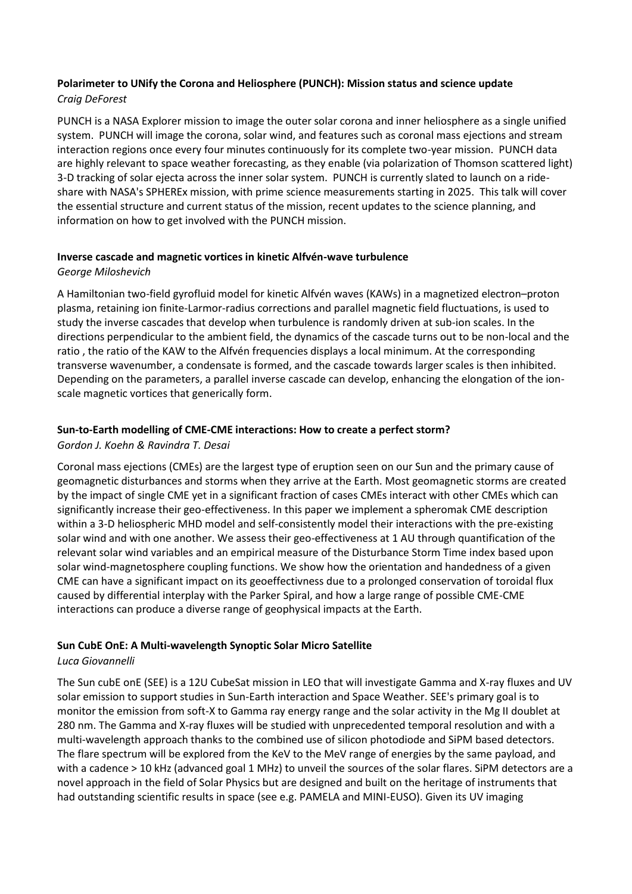**Polarimeter to UNify the Corona and Heliosphere (PUNCH): Mission status and science update**

*Craig DeForest*

PUNCH is a NASA Explorer mission to image the outer solar corona and inner heliosphere as a single unified system. PUNCH will image the corona, solar wind, and features such as coronal mass ejections and stream interaction regions once every four minutes continuously for its complete two-year mission. PUNCH data are highly relevant to space weather forecasting, as they enable (via polarization of Thomson scattered light) 3-D tracking of solar ejecta across the inner solar system. PUNCH is currently slated to launch on a ride-share with NASA's SPHEREx mission, with prime science measurements starting in 2025. This talk will cover the essential structure and current status of the mission, recent updates to the science planning, and information on how to get involved with the PUNCH mission.

**Inverse cascade and magnetic vortices in kinetic Alfvén-wave turbulence**

*George Miloshevich*

A Hamiltonian two-field gyrofluid model for kinetic Alfvén waves (KAWs) in a magnetized electron–proton plasma, retaining ion finite-Larmor-radius corrections and parallel magnetic field fluctuations, is used to study the inverse cascades that develop when turbulence is randomly driven at sub-ion scales. In the directions perpendicular to the ambient field, the dynamics of the cascade turns out to be non-local and the ratio , the ratio of the KAW to the Alfvén frequencies displays a local minimum. At the corresponding transverse wavenumber, a condensate is formed, and the cascade towards larger scales is then inhibited. Depending on the parameters, a parallel inverse cascade can develop, enhancing the elongation of the ion-scale magnetic vortices that generically form.

**Sun-to-Earth modelling of CME-CME interactions: How to create a perfect storm?**

*Gordon J. Koehn & Ravindra T. Desai*

Coronal mass ejections (CMEs) are the largest type of eruption seen on our Sun and the primary cause of geomagnetic disturbances and storms when they arrive at the Earth. Most geomagnetic storms are created by the impact of single CME yet in a significant fraction of cases CMEs interact with other CMEs which can significantly increase their geo-effectiveness. In this paper we implement a spheromak CME description within a 3-D heliospheric MHD model and self-consistently model their interactions with the pre-existing solar wind and with one another. We assess their geo-effectiveness at 1 AU through quantification of the relevant solar wind variables and an empirical measure of the Disturbance Storm Time index based upon solar wind-magnetosphere coupling functions. We show how the orientation and handedness of a given CME can have a significant impact on its geoeffectivness due to a prolonged conservation of toroidal flux caused by differential interplay with the Parker Spiral, and how a large range of possible CME-CME interactions can produce a diverse range of geophysical impacts at the Earth.

**Sun CubE OnE: A Multi-wavelength Synoptic Solar Micro Satellite**

*Luca Giovannelli*

The Sun cubE onE (SEE) is a 12U CubeSat mission in LEO that will investigate Gamma and X-ray fluxes and UV solar emission to support studies in Sun-Earth interaction and Space Weather. SEE's primary goal is to monitor the emission from soft-X to Gamma ray energy range and the solar activity in the Mg II doublet at 280 nm. The Gamma and X-ray fluxes will be studied with unprecedented temporal resolution and with a multi-wavelength approach thanks to the combined use of silicon photodiode and SiPM based detectors. The flare spectrum will be explored from the KeV to the MeV range of energies by the same payload, and with a cadence > 10 kHz (advanced goal 1 MHz) to unveil the sources of the solar flares. SiPM detectors are a novel approach in the field of Solar Physics but are designed and built on the heritage of instruments that had outstanding scientific results in space (see e.g. PAMELA and MINI-EUSO). Given its UV imaging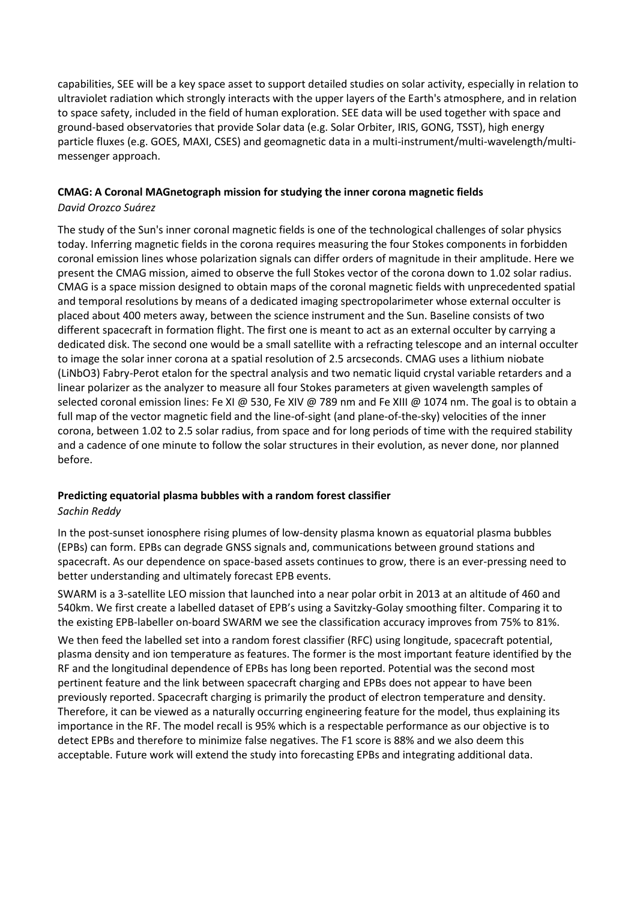capabilities, SEE will be a key space asset to support detailed studies on solar activity, especially in relation to ultraviolet radiation which strongly interacts with the upper layers of the Earth's atmosphere, and in relation to space safety, included in the field of human exploration. SEE data will be used together with space and ground-based observatories that provide Solar data (e.g. Solar Orbiter, IRIS, GONG, TSST), high energy particle fluxes (e.g. GOES, MAXI, CSES) and geomagnetic data in a multi-instrument/multi-wavelength/multi-messenger approach.

### CMAG: A Coronal MAGnetograph mission for studying the inner corona magnetic fields

*David Orozco Suárez*

The study of the Sun's inner coronal magnetic fields is one of the technological challenges of solar physics today. Inferring magnetic fields in the corona requires measuring the four Stokes components in forbidden coronal emission lines whose polarization signals can differ orders of magnitude in their amplitude. Here we present the CMAG mission, aimed to observe the full Stokes vector of the corona down to 1.02 solar radius. CMAG is a space mission designed to obtain maps of the coronal magnetic fields with unprecedented spatial and temporal resolutions by means of a dedicated imaging spectropolarimeter whose external occulter is placed about 400 meters away, between the science instrument and the Sun. Baseline consists of two different spacecraft in formation flight. The first one is meant to act as an external occulter by carrying a dedicated disk. The second one would be a small satellite with a refracting telescope and an internal occulter to image the solar inner corona at a spatial resolution of 2.5 arcseconds. CMAG uses a lithium niobate ($LiNbO_3$) Fabry-Perot etalon for the spectral analysis and two nematic liquid crystal variable retarders and a linear polarizer as the analyzer to measure all four Stokes parameters at given wavelength samples of selected coronal emission lines: Fe XI @ 530, Fe XIV @ 789 nm and Fe XIII @ 1074 nm. The goal is to obtain a full map of the vector magnetic field and the line-of-sight (and plane-of-the-sky) velocities of the inner corona, between 1.02 to 2.5 solar radius, from space and for long periods of time with the required stability and a cadence of one minute to follow the solar structures in their evolution, as never done, nor planned before.

### Predicting equatorial plasma bubbles with a random forest classifier

*Sachin Reddy*

In the post-sunset ionosphere rising plumes of low-density plasma known as equatorial plasma bubbles (EPBs) can form. EPBs can degrade GNSS signals and, communications between ground stations and spacecraft. As our dependence on space-based assets continues to grow, there is an ever-pressing need to better understanding and ultimately forecast EPB events.

SWARM is a 3-satellite LEO mission that launched into a near polar orbit in 2013 at an altitude of 460 and 540km. We first create a labelled dataset of EPB's using a Savitzky-Golay smoothing filter. Comparing it to the existing EPB-labeller on-board SWARM we see the classification accuracy improves from 75% to 81%.

We then feed the labelled set into a random forest classifier (RFC) using longitude, spacecraft potential, plasma density and ion temperature as features. The former is the most important feature identified by the RF and the longitudinal dependence of EPBs has long been reported. Potential was the second most pertinent feature and the link between spacecraft charging and EPBs does not appear to have been previously reported. Spacecraft charging is primarily the product of electron temperature and density. Therefore, it can be viewed as a naturally occurring engineering feature for the model, thus explaining its importance in the RF. The model recall is 95% which is a respectable performance as our objective is to detect EPBs and therefore to minimize false negatives. The F1 score is 88% and we also deem this acceptable. Future work will extend the study into forecasting EPBs and integrating additional data.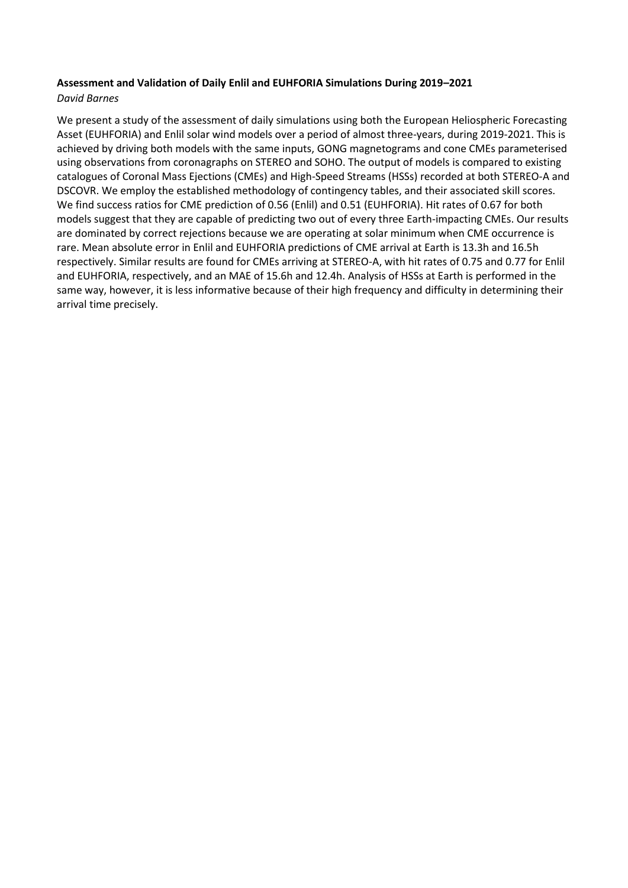**Assessment and Validation of Daily Enlil and EUHFORIA Simulations During 2019–2021**

*David Barnes*

We present a study of the assessment of daily simulations using both the European Heliospheric Forecasting Asset (EUHFORIA) and Enlil solar wind models over a period of almost three-years, during 2019-2021. This is achieved by driving both models with the same inputs, GONG magnetograms and cone CMEs parameterised using observations from coronagraphs on STEREO and SOHO. The output of models is compared to existing catalogues of Coronal Mass Ejections (CMEs) and High-Speed Streams (HSSs) recorded at both STEREO-A and DSCOVR. We employ the established methodology of contingency tables, and their associated skill scores. We find success ratios for CME prediction of 0.56 (Enlil) and 0.51 (EUHFORIA). Hit rates of 0.67 for both models suggest that they are capable of predicting two out of every three Earth-impacting CMEs. Our results are dominated by correct rejections because we are operating at solar minimum when CME occurrence is rare. Mean absolute error in Enlil and EUHFORIA predictions of CME arrival at Earth is 13.3h and 16.5h respectively. Similar results are found for CMEs arriving at STEREO-A, with hit rates of 0.75 and 0.77 for Enlil and EUHFORIA, respectively, and an MAE of 15.6h and 12.4h. Analysis of HSSs at Earth is performed in the same way, however, it is less informative because of their high frequency and difficulty in determining their arrival time precisely.